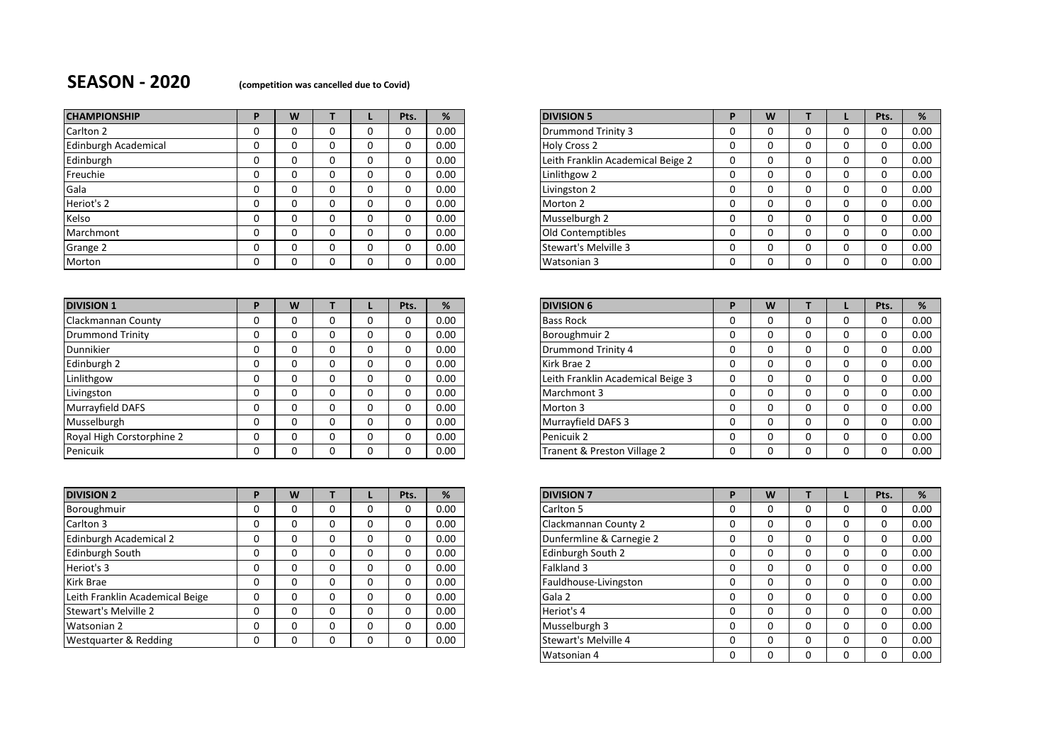# SEASON - 2020

**(competition was cancelled due to Covid)**

| CHAMPIONSHIP | P | W | T | L | Pts. | % |
|---|---|---|---|---|---|---|
| Carlton 2 | 0 | 0 | 0 | 0 | 0 | 0.00 |
| Edinburgh Academical | 0 | 0 | 0 | 0 | 0 | 0.00 |
| Edinburgh | 0 | 0 | 0 | 0 | 0 | 0.00 |
| Freuchie | 0 | 0 | 0 | 0 | 0 | 0.00 |
| Gala | 0 | 0 | 0 | 0 | 0 | 0.00 |
| Heriot's 2 | 0 | 0 | 0 | 0 | 0 | 0.00 |
| Kelso | 0 | 0 | 0 | 0 | 0 | 0.00 |
| Marchmont | 0 | 0 | 0 | 0 | 0 | 0.00 |
| Grange 2 | 0 | 0 | 0 | 0 | 0 | 0.00 |
| Morton | 0 | 0 | 0 | 0 | 0 | 0.00 |

| DIVISION 1 | P | W | T | L | Pts. | % |
|---|---|---|---|---|---|---|
| Clackmannan County | 0 | 0 | 0 | 0 | 0 | 0.00 |
| Drummond Trinity | 0 | 0 | 0 | 0 | 0 | 0.00 |
| Dunnikier | 0 | 0 | 0 | 0 | 0 | 0.00 |
| Edinburgh 2 | 0 | 0 | 0 | 0 | 0 | 0.00 |
| Linlithgow | 0 | 0 | 0 | 0 | 0 | 0.00 |
| Livingston | 0 | 0 | 0 | 0 | 0 | 0.00 |
| Murrayfield DAFS | 0 | 0 | 0 | 0 | 0 | 0.00 |
| Musselburgh | 0 | 0 | 0 | 0 | 0 | 0.00 |
| Royal High Corstorphine 2 | 0 | 0 | 0 | 0 | 0 | 0.00 |
| Penicuik | 0 | 0 | 0 | 0 | 0 | 0.00 |

| DIVISION 2 | P | W | T | L | Pts. | % |
|---|---|---|---|---|---|---|
| Boroughmuir | 0 | 0 | 0 | 0 | 0 | 0.00 |
| Carlton 3 | 0 | 0 | 0 | 0 | 0 | 0.00 |
| Edinburgh Academical 2 | 0 | 0 | 0 | 0 | 0 | 0.00 |
| Edinburgh South | 0 | 0 | 0 | 0 | 0 | 0.00 |
| Heriot's 3 | 0 | 0 | 0 | 0 | 0 | 0.00 |
| Kirk Brae | 0 | 0 | 0 | 0 | 0 | 0.00 |
| Leith Franklin Academical Beige | 0 | 0 | 0 | 0 | 0 | 0.00 |
| Stewart's Melville 2 | 0 | 0 | 0 | 0 | 0 | 0.00 |
| Watsonian 2 | 0 | 0 | 0 | 0 | 0 | 0.00 |
| Westquarter & Redding | 0 | 0 | 0 | 0 | 0 | 0.00 |

| DIVISION 5 | P | W | T | L | Pts. | % |
|---|---|---|---|---|---|---|
| Drummond Trinity 3 | 0 | 0 | 0 | 0 | 0 | 0.00 |
| Holy Cross 2 | 0 | 0 | 0 | 0 | 0 | 0.00 |
| Leith Franklin Academical Beige 2 | 0 | 0 | 0 | 0 | 0 | 0.00 |
| Linlithgow 2 | 0 | 0 | 0 | 0 | 0 | 0.00 |
| Livingston 2 | 0 | 0 | 0 | 0 | 0 | 0.00 |
| Morton 2 | 0 | 0 | 0 | 0 | 0 | 0.00 |
| Musselburgh 2 | 0 | 0 | 0 | 0 | 0 | 0.00 |
| Old Contemptibles | 0 | 0 | 0 | 0 | 0 | 0.00 |
| Stewart's Melville 3 | 0 | 0 | 0 | 0 | 0 | 0.00 |
| Watsonian 3 | 0 | 0 | 0 | 0 | 0 | 0.00 |

| DIVISION 6 | P | W | T | L | Pts. | % |
|---|---|---|---|---|---|---|
| Bass Rock | 0 | 0 | 0 | 0 | 0 | 0.00 |
| Boroughmuir 2 | 0 | 0 | 0 | 0 | 0 | 0.00 |
| Drummond Trinity 4 | 0 | 0 | 0 | 0 | 0 | 0.00 |
| Kirk Brae 2 | 0 | 0 | 0 | 0 | 0 | 0.00 |
| Leith Franklin Academical Beige 3 | 0 | 0 | 0 | 0 | 0 | 0.00 |
| Marchmont 3 | 0 | 0 | 0 | 0 | 0 | 0.00 |
| Morton 3 | 0 | 0 | 0 | 0 | 0 | 0.00 |
| Murrayfield DAFS 3 | 0 | 0 | 0 | 0 | 0 | 0.00 |
| Penicuik 2 | 0 | 0 | 0 | 0 | 0 | 0.00 |
| Tranent & Preston Village 2 | 0 | 0 | 0 | 0 | 0 | 0.00 |

| DIVISION 7 | P | W | T | L | Pts. | % |
|---|---|---|---|---|---|---|
| Carlton 5 | 0 | 0 | 0 | 0 | 0 | 0.00 |
| Clackmannan County 2 | 0 | 0 | 0 | 0 | 0 | 0.00 |
| Dunfermline & Carnegie 2 | 0 | 0 | 0 | 0 | 0 | 0.00 |
| Edinburgh South 2 | 0 | 0 | 0 | 0 | 0 | 0.00 |
| Falkland 3 | 0 | 0 | 0 | 0 | 0 | 0.00 |
| Fauldhouse-Livingston | 0 | 0 | 0 | 0 | 0 | 0.00 |
| Gala 2 | 0 | 0 | 0 | 0 | 0 | 0.00 |
| Heriot's 4 | 0 | 0 | 0 | 0 | 0 | 0.00 |
| Musselburgh 3 | 0 | 0 | 0 | 0 | 0 | 0.00 |
| Stewart's Melville 4 | 0 | 0 | 0 | 0 | 0 | 0.00 |
| Watsonian 4 | 0 | 0 | 0 | 0 | 0 | 0.00 |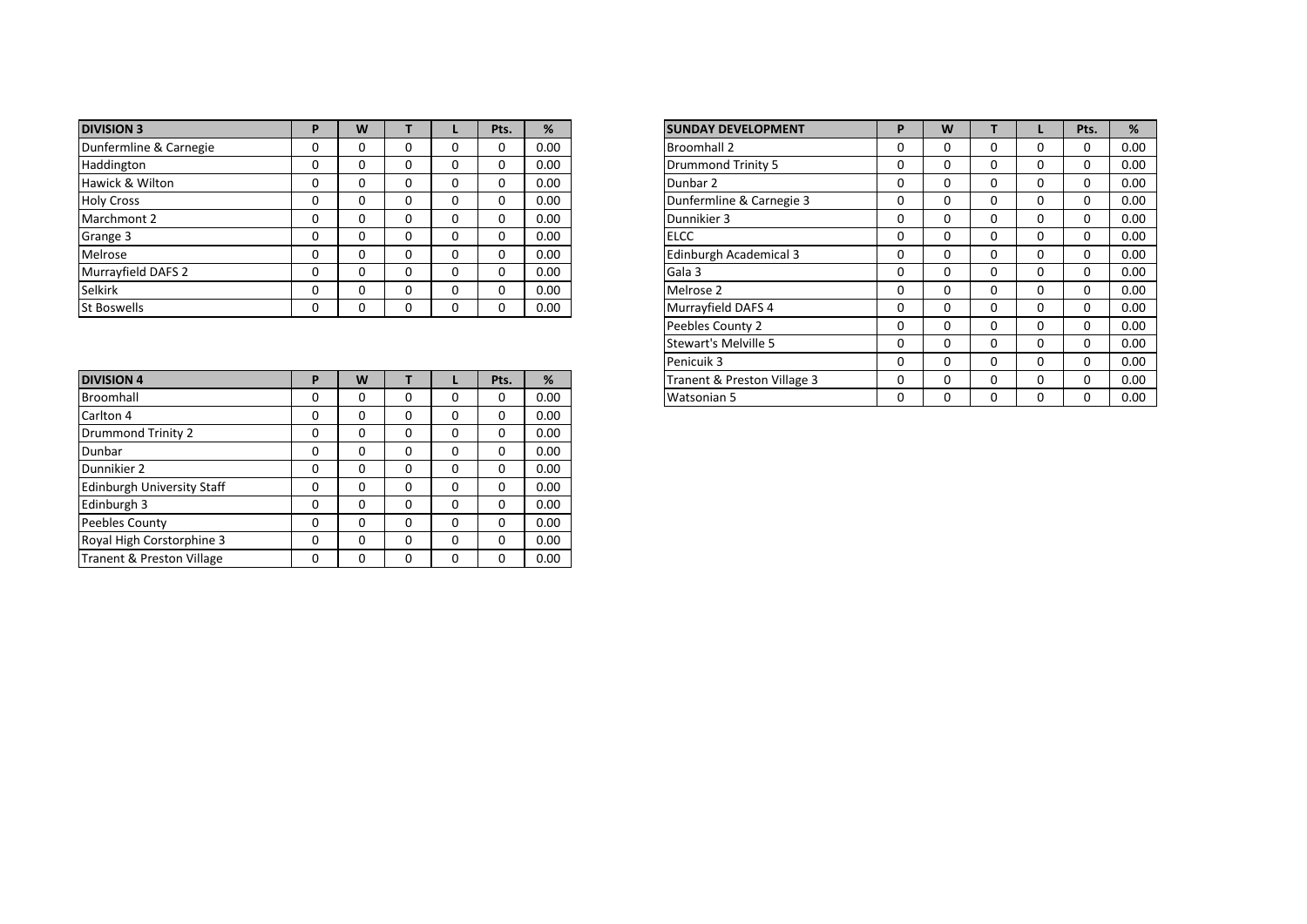| DIVISION 3 | P | W | T | L | Pts. | % |
| --- | --- | --- | --- | --- | --- | --- |
| Dunfermline & Carnegie | 0 | 0 | 0 | 0 | 0 | 0.00 |
| Haddington | 0 | 0 | 0 | 0 | 0 | 0.00 |
| Hawick & Wilton | 0 | 0 | 0 | 0 | 0 | 0.00 |
| Holy Cross | 0 | 0 | 0 | 0 | 0 | 0.00 |
| Marchmont 2 | 0 | 0 | 0 | 0 | 0 | 0.00 |
| Grange 3 | 0 | 0 | 0 | 0 | 0 | 0.00 |
| Melrose | 0 | 0 | 0 | 0 | 0 | 0.00 |
| Murrayfield DAFS 2 | 0 | 0 | 0 | 0 | 0 | 0.00 |
| Selkirk | 0 | 0 | 0 | 0 | 0 | 0.00 |
| St Boswells | 0 | 0 | 0 | 0 | 0 | 0.00 |

| DIVISION 4 | P | W | T | L | Pts. | % |
| --- | --- | --- | --- | --- | --- | --- |
| Broomhall | 0 | 0 | 0 | 0 | 0 | 0.00 |
| Carlton 4 | 0 | 0 | 0 | 0 | 0 | 0.00 |
| Drummond Trinity 2 | 0 | 0 | 0 | 0 | 0 | 0.00 |
| Dunbar | 0 | 0 | 0 | 0 | 0 | 0.00 |
| Dunnikier 2 | 0 | 0 | 0 | 0 | 0 | 0.00 |
| Edinburgh University Staff | 0 | 0 | 0 | 0 | 0 | 0.00 |
| Edinburgh 3 | 0 | 0 | 0 | 0 | 0 | 0.00 |
| Peebles County | 0 | 0 | 0 | 0 | 0 | 0.00 |
| Royal High Corstorphine 3 | 0 | 0 | 0 | 0 | 0 | 0.00 |
| Tranent & Preston Village | 0 | 0 | 0 | 0 | 0 | 0.00 |

| SUNDAY DEVELOPMENT | P | W | T | L | Pts. | % |
| --- | --- | --- | --- | --- | --- | --- |
| Broomhall 2 | 0 | 0 | 0 | 0 | 0 | 0.00 |
| Drummond Trinity 5 | 0 | 0 | 0 | 0 | 0 | 0.00 |
| Dunbar 2 | 0 | 0 | 0 | 0 | 0 | 0.00 |
| Dunfermline & Carnegie 3 | 0 | 0 | 0 | 0 | 0 | 0.00 |
| Dunnikier 3 | 0 | 0 | 0 | 0 | 0 | 0.00 |
| ELCC | 0 | 0 | 0 | 0 | 0 | 0.00 |
| Edinburgh Academical 3 | 0 | 0 | 0 | 0 | 0 | 0.00 |
| Gala 3 | 0 | 0 | 0 | 0 | 0 | 0.00 |
| Melrose 2 | 0 | 0 | 0 | 0 | 0 | 0.00 |
| Murrayfield DAFS 4 | 0 | 0 | 0 | 0 | 0 | 0.00 |
| Peebles County 2 | 0 | 0 | 0 | 0 | 0 | 0.00 |
| Stewart's Melville 5 | 0 | 0 | 0 | 0 | 0 | 0.00 |
| Penicuik 3 | 0 | 0 | 0 | 0 | 0 | 0.00 |
| Tranent & Preston Village 3 | 0 | 0 | 0 | 0 | 0 | 0.00 |
| Watsonian 5 | 0 | 0 | 0 | 0 | 0 | 0.00 |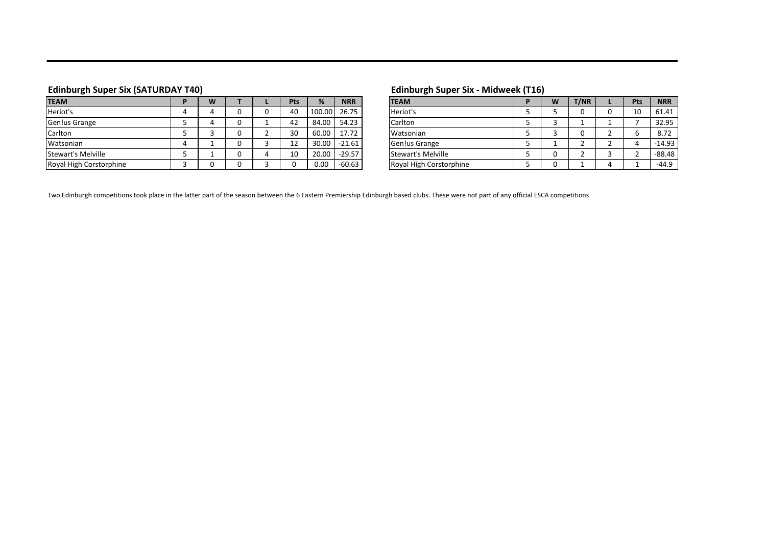## Edinburgh Super Six (SATURDAY T40)

| TEAM | P | W | T | L | Pts | % | NRR |
|---|---|---|---|---|---|---|---|
| Heriot's | 4 | 4 | 0 | 0 | 40 | 100.00 | 26.75 |
| Gen!us Grange | 5 | 4 | 0 | 1 | 42 | 84.00 | 54.23 |
| Carlton | 5 | 3 | 0 | 2 | 30 | 60.00 | 17.72 |
| Watsonian | 4 | 1 | 0 | 3 | 12 | 30.00 | -21.61 |
| Stewart's Melville | 5 | 1 | 0 | 4 | 10 | 20.00 | -29.57 |
| Royal High Corstorphine | 3 | 0 | 0 | 3 | 0 | 0.00 | -60.63 |

## Edinburgh Super Six - Midweek (T16)

| TEAM | P | W | T/NR | L | Pts | NRR |
|---|---|---|---|---|---|---|
| Heriot's | 5 | 5 | 0 | 0 | 10 | 61.41 |
| Carlton | 5 | 3 | 1 | 1 | 7 | 32.95 |
| Watsonian | 5 | 3 | 0 | 2 | 6 | 8.72 |
| Gen!us Grange | 5 | 1 | 2 | 2 | 4 | -14.93 |
| Stewart's Melville | 5 | 0 | 2 | 3 | 2 | -88.48 |
| Royal High Corstorphine | 5 | 0 | 1 | 4 | 1 | -44.9 |

Two Edinburgh competitions took place in the latter part of the season between the 6 Eastern Premiership Edinburgh based clubs. These were not part of any official ESCA competitions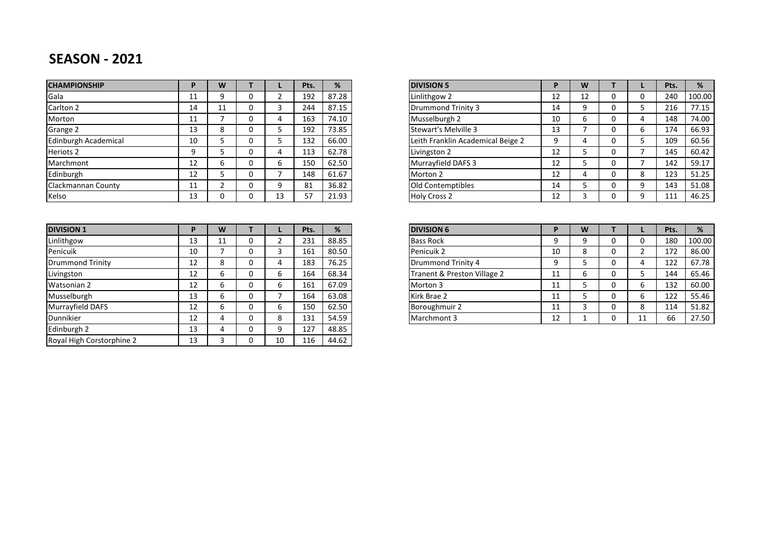# SEASON - 2021

| CHAMPIONSHIP | P | W | T | L | Pts. | % |
|---|---|---|---|---|---|---|
| Gala | 11 | 9 | 0 | 2 | 192 | 87.28 |
| Carlton 2 | 14 | 11 | 0 | 3 | 244 | 87.15 |
| Morton | 11 | 7 | 0 | 4 | 163 | 74.10 |
| Grange 2 | 13 | 8 | 0 | 5 | 192 | 73.85 |
| Edinburgh Academical | 10 | 5 | 0 | 5 | 132 | 66.00 |
| Heriots 2 | 9 | 5 | 0 | 4 | 113 | 62.78 |
| Marchmont | 12 | 6 | 0 | 6 | 150 | 62.50 |
| Edinburgh | 12 | 5 | 0 | 7 | 148 | 61.67 |
| Clackmannan County | 11 | 2 | 0 | 9 | 81 | 36.82 |
| Kelso | 13 | 0 | 0 | 13 | 57 | 21.93 |

| DIVISION 1 | P | W | T | L | Pts. | % |
|---|---|---|---|---|---|---|
| Linlithgow | 13 | 11 | 0 | 2 | 231 | 88.85 |
| Penicuik | 10 | 7 | 0 | 3 | 161 | 80.50 |
| Drummond Trinity | 12 | 8 | 0 | 4 | 183 | 76.25 |
| Livingston | 12 | 6 | 0 | 6 | 164 | 68.34 |
| Watsonian 2 | 12 | 6 | 0 | 6 | 161 | 67.09 |
| Musselburgh | 13 | 6 | 0 | 7 | 164 | 63.08 |
| Murrayfield DAFS | 12 | 6 | 0 | 6 | 150 | 62.50 |
| Dunnikier | 12 | 4 | 0 | 8 | 131 | 54.59 |
| Edinburgh 2 | 13 | 4 | 0 | 9 | 127 | 48.85 |
| Royal High Corstorphine 2 | 13 | 3 | 0 | 10 | 116 | 44.62 |

| DIVISION 5 | P | W | T | L | Pts. | % |
|---|---|---|---|---|---|---|
| Linlithgow 2 | 12 | 12 | 0 | 0 | 240 | 100.00 |
| Drummond Trinity 3 | 14 | 9 | 0 | 5 | 216 | 77.15 |
| Musselburgh 2 | 10 | 6 | 0 | 4 | 148 | 74.00 |
| Stewart's Melville 3 | 13 | 7 | 0 | 6 | 174 | 66.93 |
| Leith Franklin Academical Beige 2 | 9 | 4 | 0 | 5 | 109 | 60.56 |
| Livingston 2 | 12 | 5 | 0 | 7 | 145 | 60.42 |
| Murrayfield DAFS 3 | 12 | 5 | 0 | 7 | 142 | 59.17 |
| Morton 2 | 12 | 4 | 0 | 8 | 123 | 51.25 |
| Old Contemptibles | 14 | 5 | 0 | 9 | 143 | 51.08 |
| Holy Cross 2 | 12 | 3 | 0 | 9 | 111 | 46.25 |

| DIVISION 6 | P | W | T | L | Pts. | % |
|---|---|---|---|---|---|---|
| Bass Rock | 9 | 9 | 0 | 0 | 180 | 100.00 |
| Penicuik 2 | 10 | 8 | 0 | 2 | 172 | 86.00 |
| Drummond Trinity 4 | 9 | 5 | 0 | 4 | 122 | 67.78 |
| Tranent & Preston Village 2 | 11 | 6 | 0 | 5 | 144 | 65.46 |
| Morton 3 | 11 | 5 | 0 | 6 | 132 | 60.00 |
| Kirk Brae 2 | 11 | 5 | 0 | 6 | 122 | 55.46 |
| Boroughmuir 2 | 11 | 3 | 0 | 8 | 114 | 51.82 |
| Marchmont 3 | 12 | 1 | 0 | 11 | 66 | 27.50 |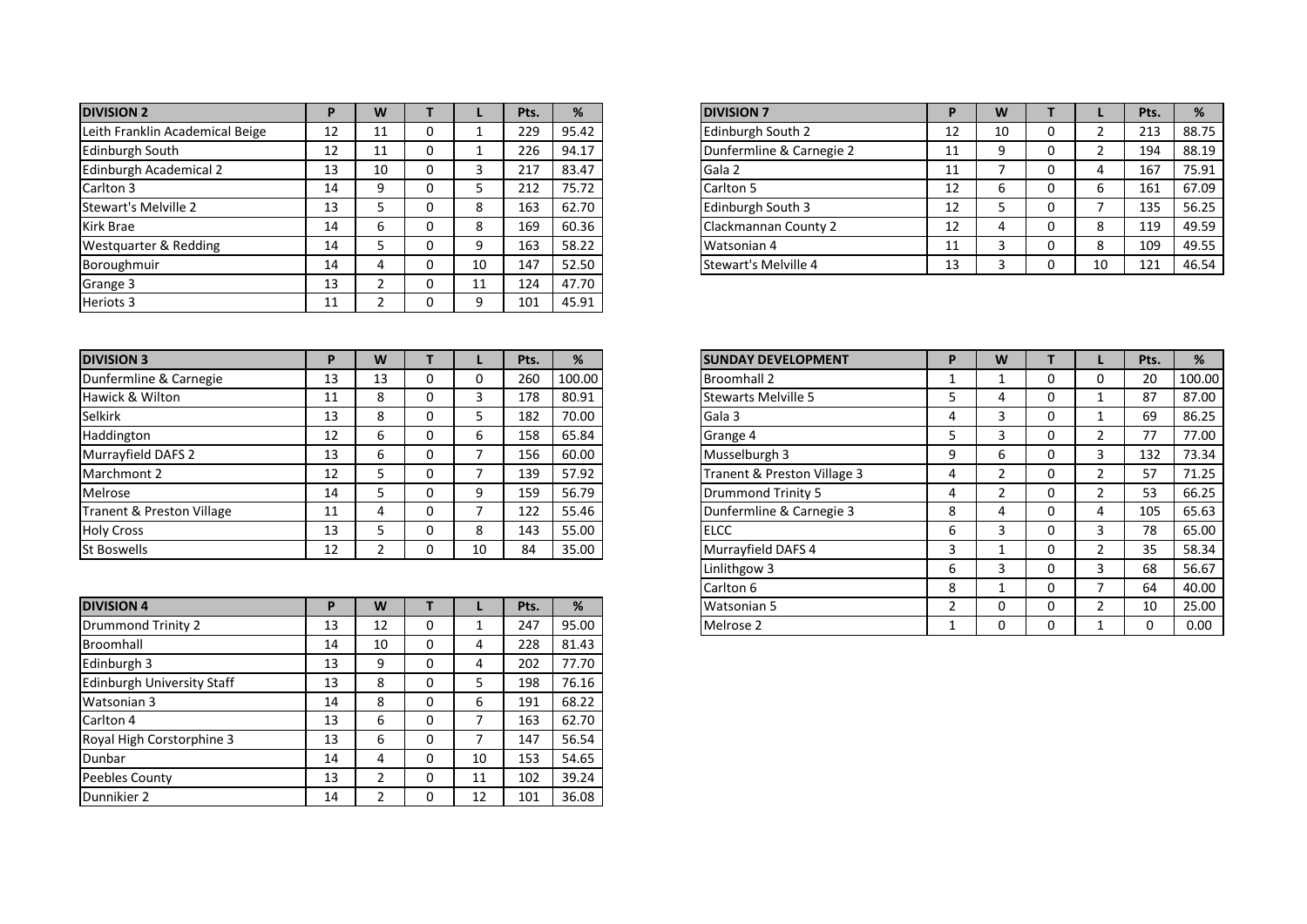| DIVISION 2 | P | W | T | L | Pts. | % |
|---|---|---|---|---|---|---|
| Leith Franklin Academical Beige | 12 | 11 | 0 | 1 | 229 | 95.42 |
| Edinburgh South | 12 | 11 | 0 | 1 | 226 | 94.17 |
| Edinburgh Academical 2 | 13 | 10 | 0 | 3 | 217 | 83.47 |
| Carlton 3 | 14 | 9 | 0 | 5 | 212 | 75.72 |
| Stewart's Melville 2 | 13 | 5 | 0 | 8 | 163 | 62.70 |
| Kirk Brae | 14 | 6 | 0 | 8 | 169 | 60.36 |
| Westquarter & Redding | 14 | 5 | 0 | 9 | 163 | 58.22 |
| Boroughmuir | 14 | 4 | 0 | 10 | 147 | 52.50 |
| Grange 3 | 13 | 2 | 0 | 11 | 124 | 47.70 |
| Heriots 3 | 11 | 2 | 0 | 9 | 101 | 45.91 |

| DIVISION 3 | P | W | T | L | Pts. | % |
|---|---|---|---|---|---|---|
| Dunfermline & Carnegie | 13 | 13 | 0 | 0 | 260 | 100.00 |
| Hawick & Wilton | 11 | 8 | 0 | 3 | 178 | 80.91 |
| Selkirk | 13 | 8 | 0 | 5 | 182 | 70.00 |
| Haddington | 12 | 6 | 0 | 6 | 158 | 65.84 |
| Murrayfield DAFS 2 | 13 | 6 | 0 | 7 | 156 | 60.00 |
| Marchmont 2 | 12 | 5 | 0 | 7 | 139 | 57.92 |
| Melrose | 14 | 5 | 0 | 9 | 159 | 56.79 |
| Tranent & Preston Village | 11 | 4 | 0 | 7 | 122 | 55.46 |
| Holy Cross | 13 | 5 | 0 | 8 | 143 | 55.00 |
| St Boswells | 12 | 2 | 0 | 10 | 84 | 35.00 |

| DIVISION 4 | P | W | T | L | Pts. | % |
|---|---|---|---|---|---|---|
| Drummond Trinity 2 | 13 | 12 | 0 | 1 | 247 | 95.00 |
| Broomhall | 14 | 10 | 0 | 4 | 228 | 81.43 |
| Edinburgh 3 | 13 | 9 | 0 | 4 | 202 | 77.70 |
| Edinburgh University Staff | 13 | 8 | 0 | 5 | 198 | 76.16 |
| Watsonian 3 | 14 | 8 | 0 | 6 | 191 | 68.22 |
| Carlton 4 | 13 | 6 | 0 | 7 | 163 | 62.70 |
| Royal High Corstorphine 3 | 13 | 6 | 0 | 7 | 147 | 56.54 |
| Dunbar | 14 | 4 | 0 | 10 | 153 | 54.65 |
| Peebles County | 13 | 2 | 0 | 11 | 102 | 39.24 |
| Dunnikier 2 | 14 | 2 | 0 | 12 | 101 | 36.08 |

| DIVISION 7 | P | W | T | L | Pts. | % |
|---|---|---|---|---|---|---|
| Edinburgh South 2 | 12 | 10 | 0 | 2 | 213 | 88.75 |
| Dunfermline & Carnegie 2 | 11 | 9 | 0 | 2 | 194 | 88.19 |
| Gala 2 | 11 | 7 | 0 | 4 | 167 | 75.91 |
| Carlton 5 | 12 | 6 | 0 | 6 | 161 | 67.09 |
| Edinburgh South 3 | 12 | 5 | 0 | 7 | 135 | 56.25 |
| Clackmannan County 2 | 12 | 4 | 0 | 8 | 119 | 49.59 |
| Watsonian 4 | 11 | 3 | 0 | 8 | 109 | 49.55 |
| Stewart's Melville 4 | 13 | 3 | 0 | 10 | 121 | 46.54 |

| SUNDAY DEVELOPMENT | P | W | T | L | Pts. | % |
|---|---|---|---|---|---|---|
| Broomhall 2 | 1 | 1 | 0 | 0 | 20 | 100.00 |
| Stewarts Melville 5 | 5 | 4 | 0 | 1 | 87 | 87.00 |
| Gala 3 | 4 | 3 | 0 | 1 | 69 | 86.25 |
| Grange 4 | 5 | 3 | 0 | 2 | 77 | 77.00 |
| Musselburgh 3 | 9 | 6 | 0 | 3 | 132 | 73.34 |
| Tranent & Preston Village 3 | 4 | 2 | 0 | 2 | 57 | 71.25 |
| Drummond Trinity 5 | 4 | 2 | 0 | 2 | 53 | 66.25 |
| Dunfermline & Carnegie 3 | 8 | 4 | 0 | 4 | 105 | 65.63 |
| ELCC | 6 | 3 | 0 | 3 | 78 | 65.00 |
| Murrayfield DAFS 4 | 3 | 1 | 0 | 2 | 35 | 58.34 |
| Linlithgow 3 | 6 | 3 | 0 | 3 | 68 | 56.67 |
| Carlton 6 | 8 | 1 | 0 | 7 | 64 | 40.00 |
| Watsonian 5 | 2 | 0 | 0 | 2 | 10 | 25.00 |
| Melrose 2 | 1 | 0 | 0 | 1 | 0 | 0.00 |